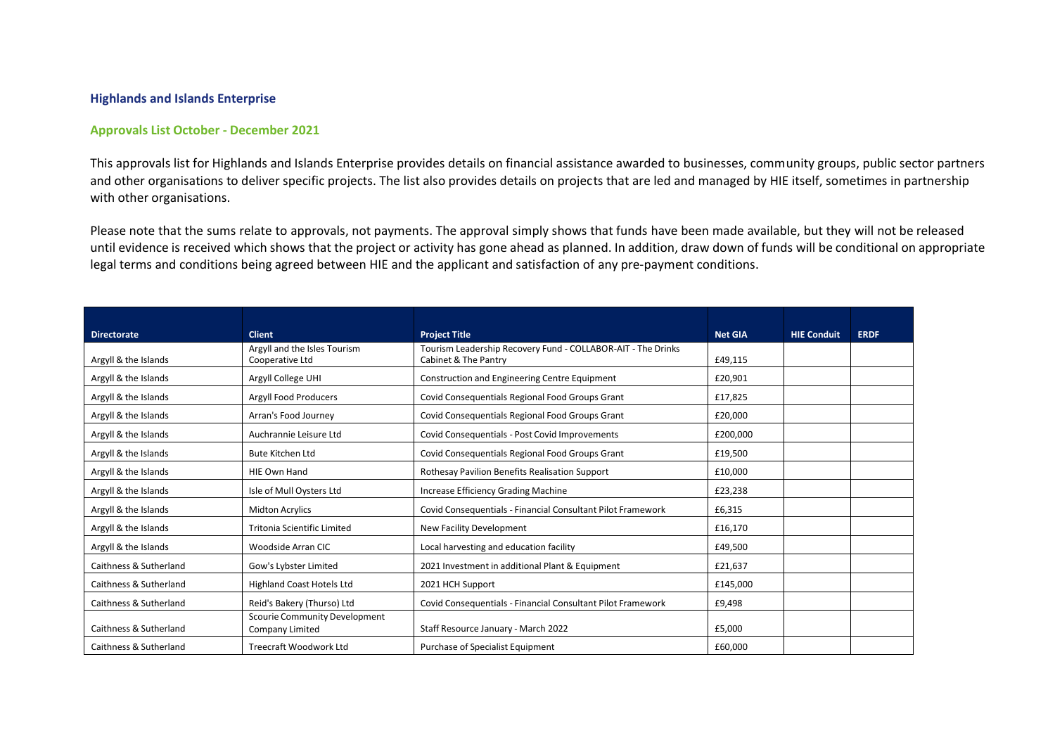## Highlands and Islands Enterprise

### Approvals List October - December 2021

This approvals list for Highlands and Islands Enterprise provides details on financial assistance awarded to businesses, community groups, public sector partners and other organisations to deliver specific projects. The list also provides details on projects that are led and managed by HIE itself, sometimes in partnership with other organisations.

Please note that the sums relate to approvals, not payments. The approval simply shows that funds have been made available, but they will not be released until evidence is received which shows that the project or activity has gone ahead as planned. In addition, draw down of funds will be conditional on appropriate legal terms and conditions being agreed between HIE and the applicant and satisfaction of any pre-payment conditions.

| Directorate | Client | Project Title | Net GIA | HIE Conduit | ERDF |
|---|---|---|---|---|---|
| Argyll & the Islands | Argyll and the Isles Tourism Cooperative Ltd | Tourism Leadership Recovery Fund - COLLABOR-AIT - The Drinks Cabinet & The Pantry | £49,115 | | |
| Argyll & the Islands | Argyll College UHI | Construction and Engineering Centre Equipment | £20,901 | | |
| Argyll & the Islands | Argyll Food Producers | Covid Consequentials Regional Food Groups Grant | £17,825 | | |
| Argyll & the Islands | Arran's Food Journey | Covid Consequentials Regional Food Groups Grant | £20,000 | | |
| Argyll & the Islands | Auchrannie Leisure Ltd | Covid Consequentials - Post Covid Improvements | £200,000 | | |
| Argyll & the Islands | Bute Kitchen Ltd | Covid Consequentials Regional Food Groups Grant | £19,500 | | |
| Argyll & the Islands | HIE Own Hand | Rothesay Pavilion Benefits Realisation Support | £10,000 | | |
| Argyll & the Islands | Isle of Mull Oysters Ltd | Increase Efficiency Grading Machine | £23,238 | | |
| Argyll & the Islands | Midton Acrylics | Covid Consequentials - Financial Consultant Pilot Framework | £6,315 | | |
| Argyll & the Islands | Tritonia Scientific Limited | New Facility Development | £16,170 | | |
| Argyll & the Islands | Woodside Arran CIC | Local harvesting and education facility | £49,500 | | |
| Caithness & Sutherland | Gow's Lybster Limited | 2021 Investment in additional Plant & Equipment | £21,637 | | |
| Caithness & Sutherland | Highland Coast Hotels Ltd | 2021 HCH Support | £145,000 | | |
| Caithness & Sutherland | Reid's Bakery (Thurso) Ltd | Covid Consequentials - Financial Consultant Pilot Framework | £9,498 | | |
| Caithness & Sutherland | Scourie Community Development Company Limited | Staff Resource January - March 2022 | £5,000 | | |
| Caithness & Sutherland | Treecraft Woodwork Ltd | Purchase of Specialist Equipment | £60,000 | | |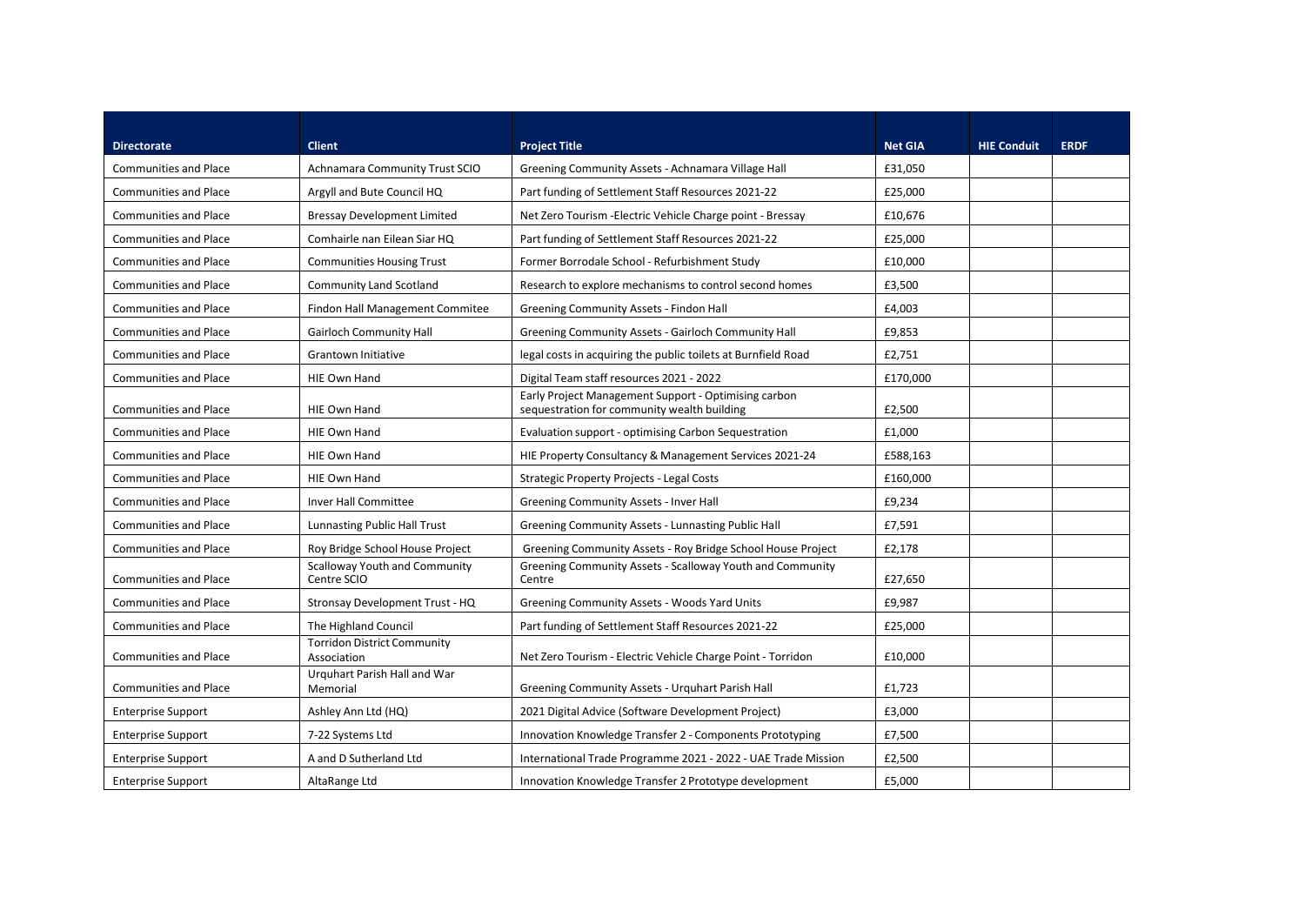| Directorate | Client | Project Title | Net GIA | HIE Conduit | ERDF |
| --- | --- | --- | --- | --- | --- |
| Communities and Place | Achnamara Community Trust SCIO | Greening Community Assets - Achnamara Village Hall | £31,050 | | |
| Communities and Place | Argyll and Bute Council HQ | Part funding of Settlement Staff Resources 2021-22 | £25,000 | | |
| Communities and Place | Bressay Development Limited | Net Zero Tourism -Electric Vehicle Charge point - Bressay | £10,676 | | |
| Communities and Place | Comhairle nan Eilean Siar HQ | Part funding of Settlement Staff Resources 2021-22 | £25,000 | | |
| Communities and Place | Communities Housing Trust | Former Borrodale School - Refurbishment Study | £10,000 | | |
| Communities and Place | Community Land Scotland | Research to explore mechanisms to control second homes | £3,500 | | |
| Communities and Place | Findon Hall Management Commitee | Greening Community Assets - Findon Hall | £4,003 | | |
| Communities and Place | Gairloch Community Hall | Greening Community Assets - Gairloch Community Hall | £9,853 | | |
| Communities and Place | Grantown Initiative | legal costs in acquiring the public toilets at Burnfield Road | £2,751 | | |
| Communities and Place | HIE Own Hand | Digital Team staff resources 2021 - 2022 | £170,000 | | |
| Communities and Place | HIE Own Hand | Early Project Management Support - Optimising carbon sequestration for community wealth building | £2,500 | | |
| Communities and Place | HIE Own Hand | Evaluation support - optimising Carbon Sequestration | £1,000 | | |
| Communities and Place | HIE Own Hand | HIE Property Consultancy & Management Services 2021-24 | £588,163 | | |
| Communities and Place | HIE Own Hand | Strategic Property Projects - Legal Costs | £160,000 | | |
| Communities and Place | Inver Hall Committee | Greening Community Assets - Inver Hall | £9,234 | | |
| Communities and Place | Lunnasting Public Hall Trust | Greening Community Assets - Lunnasting Public Hall | £7,591 | | |
| Communities and Place | Roy Bridge School House Project | Greening Community Assets - Roy Bridge School House Project | £2,178 | | |
| Communities and Place | Scalloway Youth and Community Centre SCIO | Greening Community Assets - Scalloway Youth and Community Centre | £27,650 | | |
| Communities and Place | Stronsay Development Trust - HQ | Greening Community Assets - Woods Yard Units | £9,987 | | |
| Communities and Place | The Highland Council | Part funding of Settlement Staff Resources 2021-22 | £25,000 | | |
| Communities and Place | Torridon District Community Association | Net Zero Tourism - Electric Vehicle Charge Point - Torridon | £10,000 | | |
| Communities and Place | Urquhart Parish Hall and War Memorial | Greening Community Assets - Urquhart Parish Hall | £1,723 | | |
| Enterprise Support | Ashley Ann Ltd (HQ) | 2021 Digital Advice (Software Development Project) | £3,000 | | |
| Enterprise Support | 7-22 Systems Ltd | Innovation Knowledge Transfer 2 - Components Prototyping | £7,500 | | |
| Enterprise Support | A and D Sutherland Ltd | International Trade Programme 2021 - 2022 - UAE Trade Mission | £2,500 | | |
| Enterprise Support | AltaRange Ltd | Innovation Knowledge Transfer 2 Prototype development | £5,000 | | |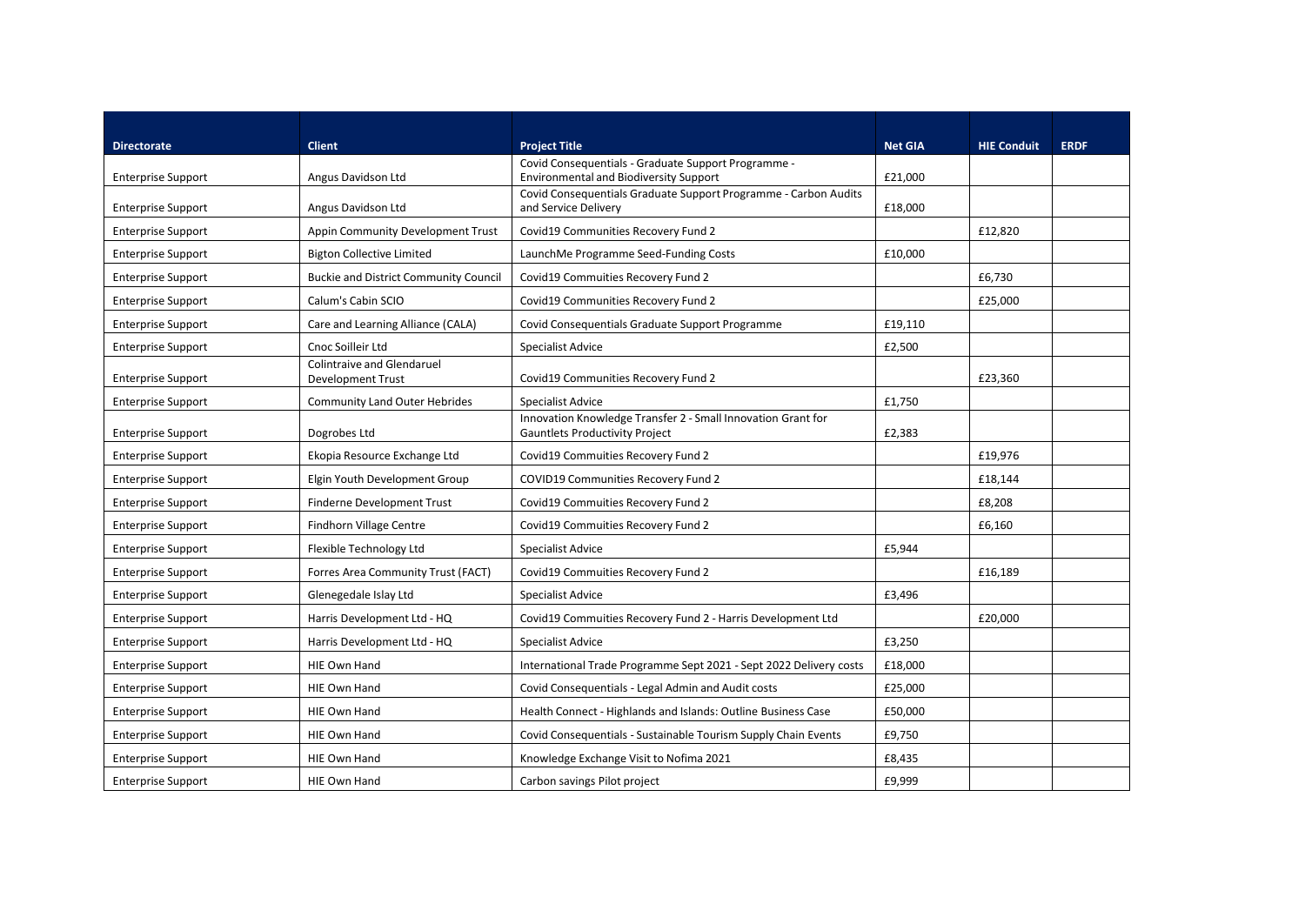| Directorate | Client | Project Title | Net GIA | HIE Conduit | ERDF |
| --- | --- | --- | --- | --- | --- |
| Enterprise Support | Angus Davidson Ltd | Covid Consequentials - Graduate Support Programme - Environmental and Biodiversity Support | £21,000 | | |
| Enterprise Support | Angus Davidson Ltd | Covid Consequentials Graduate Support Programme - Carbon Audits and Service Delivery | £18,000 | | |
| Enterprise Support | Appin Community Development Trust | Covid19 Communities Recovery Fund 2 | | £12,820 | |
| Enterprise Support | Bigton Collective Limited | LaunchMe Programme Seed-Funding Costs | £10,000 | | |
| Enterprise Support | Buckie and District Community Council | Covid19 Commuities Recovery Fund 2 | | £6,730 | |
| Enterprise Support | Calum's Cabin SCIO | Covid19 Communities Recovery Fund 2 | | £25,000 | |
| Enterprise Support | Care and Learning Alliance (CALA) | Covid Consequentials Graduate Support Programme | £19,110 | | |
| Enterprise Support | Cnoc Soilleir Ltd | Specialist Advice | £2,500 | | |
| Enterprise Support | Colintraive and Glendaruel Development Trust | Covid19 Communities Recovery Fund 2 | | £23,360 | |
| Enterprise Support | Community Land Outer Hebrides | Specialist Advice | £1,750 | | |
| Enterprise Support | Dogrobes Ltd | Innovation Knowledge Transfer 2 - Small Innovation Grant for Gauntlets Productivity Project | £2,383 | | |
| Enterprise Support | Ekopia Resource Exchange Ltd | Covid19 Commuities Recovery Fund 2 | | £19,976 | |
| Enterprise Support | Elgin Youth Development Group | COVID19 Communities Recovery Fund 2 | | £18,144 | |
| Enterprise Support | Finderne Development Trust | Covid19 Commuities Recovery Fund 2 | | £8,208 | |
| Enterprise Support | Findhorn Village Centre | Covid19 Commuities Recovery Fund 2 | | £6,160 | |
| Enterprise Support | Flexible Technology Ltd | Specialist Advice | £5,944 | | |
| Enterprise Support | Forres Area Community Trust (FACT) | Covid19 Commuities Recovery Fund 2 | | £16,189 | |
| Enterprise Support | Glenegedale Islay Ltd | Specialist Advice | £3,496 | | |
| Enterprise Support | Harris Development Ltd - HQ | Covid19 Commuities Recovery Fund 2 - Harris Development Ltd | | £20,000 | |
| Enterprise Support | Harris Development Ltd - HQ | Specialist Advice | £3,250 | | |
| Enterprise Support | HIE Own Hand | International Trade Programme Sept 2021 - Sept 2022 Delivery costs | £18,000 | | |
| Enterprise Support | HIE Own Hand | Covid Consequentials - Legal Admin and Audit costs | £25,000 | | |
| Enterprise Support | HIE Own Hand | Health Connect - Highlands and Islands: Outline Business Case | £50,000 | | |
| Enterprise Support | HIE Own Hand | Covid Consequentials - Sustainable Tourism Supply Chain Events | £9,750 | | |
| Enterprise Support | HIE Own Hand | Knowledge Exchange Visit to Nofima 2021 | £8,435 | | |
| Enterprise Support | HIE Own Hand | Carbon savings Pilot project | £9,999 | | |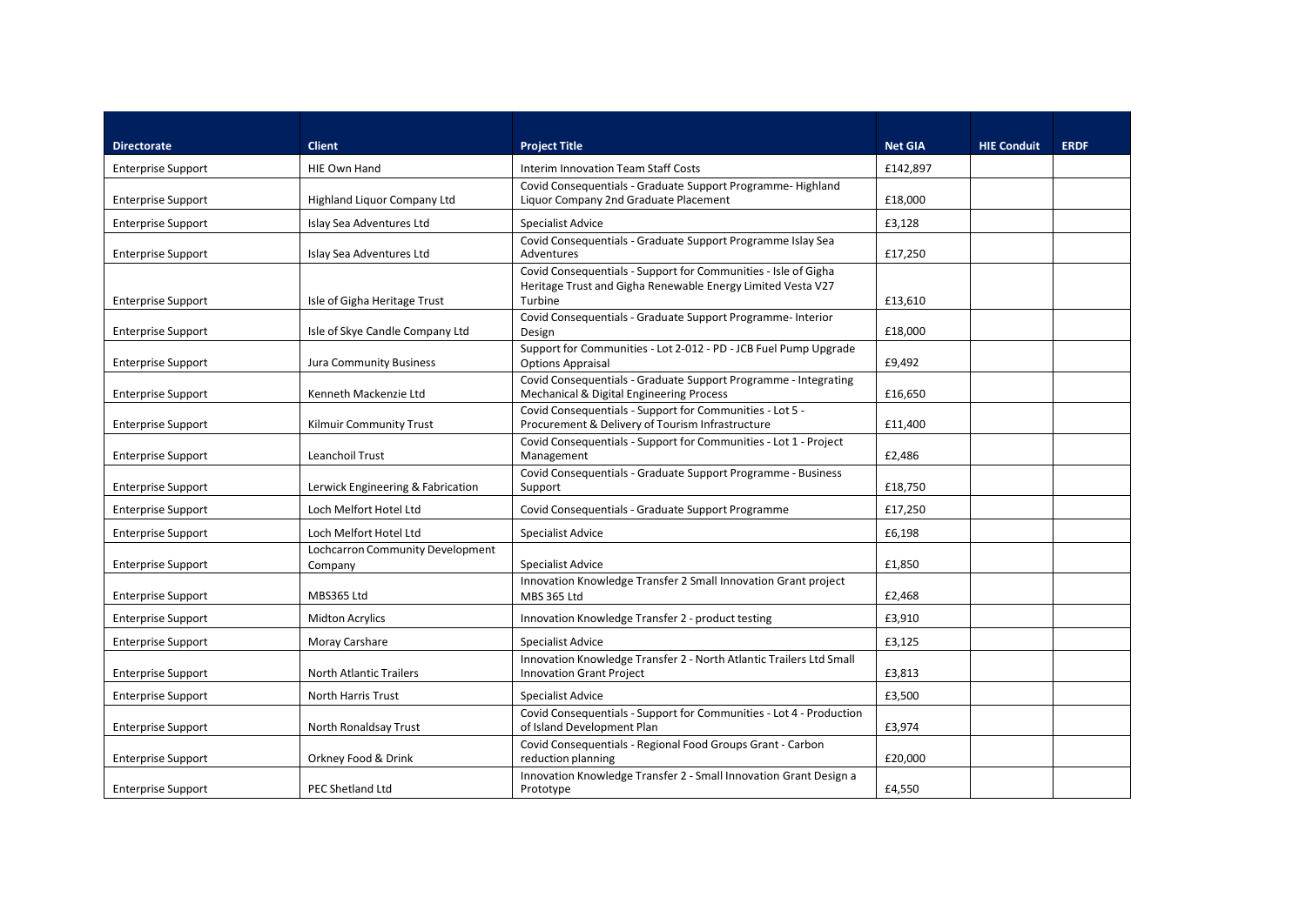| Directorate | Client | Project Title | Net GIA | HIE Conduit | ERDF |
| --- | --- | --- | --- | --- | --- |
| Enterprise Support | HIE Own Hand | Interim Innovation Team Staff Costs | £142,897 | | |
| Enterprise Support | Highland Liquor Company Ltd | Covid Consequentials - Graduate Support Programme- Highland Liquor Company 2nd Graduate Placement | £18,000 | | |
| Enterprise Support | Islay Sea Adventures Ltd | Specialist Advice | £3,128 | | |
| Enterprise Support | Islay Sea Adventures Ltd | Covid Consequentials - Graduate Support Programme Islay Sea Adventures | £17,250 | | |
| Enterprise Support | Isle of Gigha Heritage Trust | Covid Consequentials - Support for Communities - Isle of Gigha Heritage Trust and Gigha Renewable Energy Limited Vesta V27 Turbine | £13,610 | | |
| Enterprise Support | Isle of Skye Candle Company Ltd | Covid Consequentials - Graduate Support Programme- Interior Design | £18,000 | | |
| Enterprise Support | Jura Community Business | Support for Communities - Lot 2-012 - PD - JCB Fuel Pump Upgrade Options Appraisal | £9,492 | | |
| Enterprise Support | Kenneth Mackenzie Ltd | Covid Consequentials - Graduate Support Programme - Integrating Mechanical & Digital Engineering Process | £16,650 | | |
| Enterprise Support | Kilmuir Community Trust | Covid Consequentials - Support for Communities - Lot 5 - Procurement & Delivery of Tourism Infrastructure | £11,400 | | |
| Enterprise Support | Leanchoil Trust | Covid Consequentials - Support for Communities - Lot 1 - Project Management | £2,486 | | |
| Enterprise Support | Lerwick Engineering & Fabrication | Covid Consequentials - Graduate Support Programme - Business Support | £18,750 | | |
| Enterprise Support | Loch Melfort Hotel Ltd | Covid Consequentials - Graduate Support Programme | £17,250 | | |
| Enterprise Support | Loch Melfort Hotel Ltd | Specialist Advice | £6,198 | | |
| Enterprise Support | Lochcarron Community Development Company | Specialist Advice | £1,850 | | |
| Enterprise Support | MBS365 Ltd | Innovation Knowledge Transfer 2 Small Innovation Grant project MBS 365 Ltd | £2,468 | | |
| Enterprise Support | Midton Acrylics | Innovation Knowledge Transfer 2 - product testing | £3,910 | | |
| Enterprise Support | Moray Carshare | Specialist Advice | £3,125 | | |
| Enterprise Support | North Atlantic Trailers | Innovation Knowledge Transfer 2 - North Atlantic Trailers Ltd Small Innovation Grant Project | £3,813 | | |
| Enterprise Support | North Harris Trust | Specialist Advice | £3,500 | | |
| Enterprise Support | North Ronaldsay Trust | Covid Consequentials - Support for Communities - Lot 4 - Production of Island Development Plan | £3,974 | | |
| Enterprise Support | Orkney Food & Drink | Covid Consequentials - Regional Food Groups Grant - Carbon reduction planning | £20,000 | | |
| Enterprise Support | PEC Shetland Ltd | Innovation Knowledge Transfer 2 - Small Innovation Grant Design a Prototype | £4,550 | | |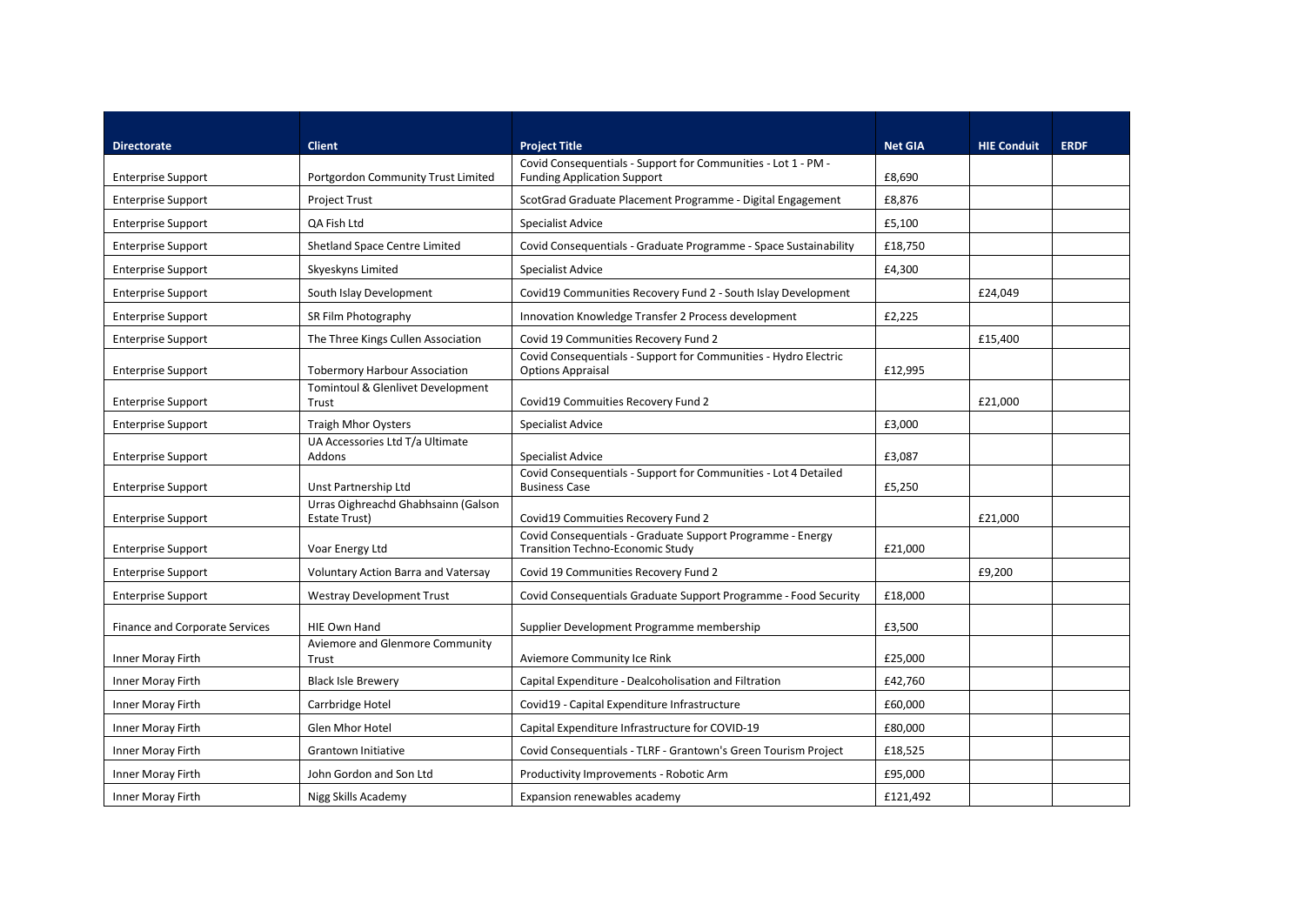| Directorate | Client | Project Title | Net GIA | HIE Conduit | ERDF |
|---|---|---|---|---|---|
| Enterprise Support | Portgordon Community Trust Limited | Covid Consequentials - Support for Communities - Lot 1 - PM - Funding Application Support | £8,690 | | |
| Enterprise Support | Project Trust | ScotGrad Graduate Placement Programme - Digital Engagement | £8,876 | | |
| Enterprise Support | QA Fish Ltd | Specialist Advice | £5,100 | | |
| Enterprise Support | Shetland Space Centre Limited | Covid Consequentials - Graduate Programme - Space Sustainability | £18,750 | | |
| Enterprise Support | Skyeskyns Limited | Specialist Advice | £4,300 | | |
| Enterprise Support | South Islay Development | Covid19 Communities Recovery Fund 2 - South Islay Development | | £24,049 | |
| Enterprise Support | SR Film Photography | Innovation Knowledge Transfer 2 Process development | £2,225 | | |
| Enterprise Support | The Three Kings Cullen Association | Covid 19 Communities Recovery Fund 2 | | £15,400 | |
| Enterprise Support | Tobermory Harbour Association | Covid Consequentials - Support for Communities - Hydro Electric Options Appraisal | £12,995 | | |
| Enterprise Support | Tomintoul & Glenlivet Development Trust | Covid19 Commuities Recovery Fund 2 | | £21,000 | |
| Enterprise Support | Traigh Mhor Oysters | Specialist Advice | £3,000 | | |
| Enterprise Support | UA Accessories Ltd T/a Ultimate Addons | Specialist Advice | £3,087 | | |
| Enterprise Support | Unst Partnership Ltd | Covid Consequentials - Support for Communities - Lot 4 Detailed Business Case | £5,250 | | |
| Enterprise Support | Urras Oighreachd Ghabhsainn (Galson Estate Trust) | Covid19 Commuities Recovery Fund 2 | | £21,000 | |
| Enterprise Support | Voar Energy Ltd | Covid Consequentials - Graduate Support Programme - Energy Transition Techno-Economic Study | £21,000 | | |
| Enterprise Support | Voluntary Action Barra and Vatersay | Covid 19 Communities Recovery Fund 2 | | £9,200 | |
| Enterprise Support | Westray Development Trust | Covid Consequentials Graduate Support Programme - Food Security | £18,000 | | |
| Finance and Corporate Services | HIE Own Hand | Supplier Development Programme membership | £3,500 | | |
| Inner Moray Firth | Aviemore and Glenmore Community Trust | Aviemore Community Ice Rink | £25,000 | | |
| Inner Moray Firth | Black Isle Brewery | Capital Expenditure - Dealcoholisation and Filtration | £42,760 | | |
| Inner Moray Firth | Carrbridge Hotel | Covid19 - Capital Expenditure Infrastructure | £60,000 | | |
| Inner Moray Firth | Glen Mhor Hotel | Capital Expenditure Infrastructure for COVID-19 | £80,000 | | |
| Inner Moray Firth | Grantown Initiative | Covid Consequentials - TLRF - Grantown's Green Tourism Project | £18,525 | | |
| Inner Moray Firth | John Gordon and Son Ltd | Productivity Improvements - Robotic Arm | £95,000 | | |
| Inner Moray Firth | Nigg Skills Academy | Expansion renewables academy | £121,492 | | |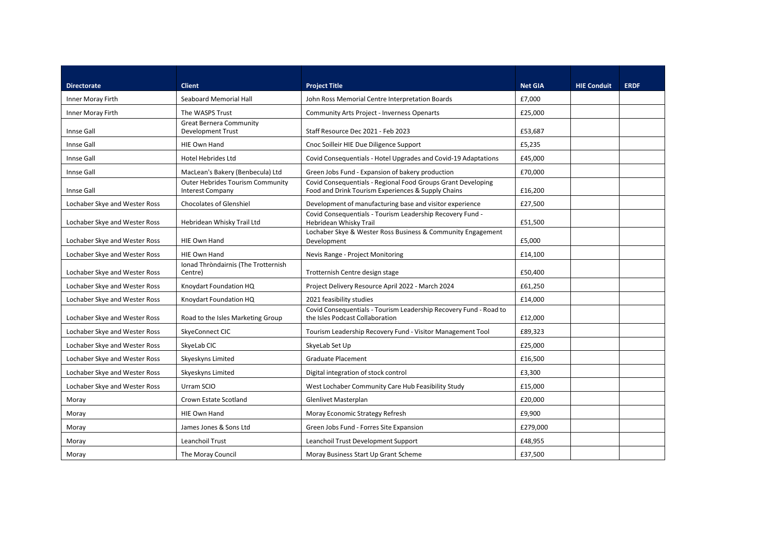| Directorate | Client | Project Title | Net GIA | HIE Conduit | ERDF |
| --- | --- | --- | --- | --- | --- |
| Inner Moray Firth | Seaboard Memorial Hall | John Ross Memorial Centre Interpretation Boards | £7,000 | | |
| Inner Moray Firth | The WASPS Trust | Community Arts Project - Inverness Openarts | £25,000 | | |
| Innse Gall | Great Bernera Community Development Trust | Staff Resource Dec 2021 - Feb 2023 | £53,687 | | |
| Innse Gall | HIE Own Hand | Cnoc Soilleir HIE Due Diligence Support | £5,235 | | |
| Innse Gall | Hotel Hebrides Ltd | Covid Consequentials - Hotel Upgrades and Covid-19 Adaptations | £45,000 | | |
| Innse Gall | MacLean's Bakery (Benbecula) Ltd | Green Jobs Fund - Expansion of bakery production | £70,000 | | |
| Innse Gall | Outer Hebrides Tourism Community Interest Company | Covid Consequentials - Regional Food Groups Grant Developing Food and Drink Tourism Experiences & Supply Chains | £16,200 | | |
| Lochaber Skye and Wester Ross | Chocolates of Glenshiel | Development of manufacturing base and visitor experience | £27,500 | | |
| Lochaber Skye and Wester Ross | Hebridean Whisky Trail Ltd | Covid Consequentials - Tourism Leadership Recovery Fund - Hebridean Whisky Trail | £51,500 | | |
| Lochaber Skye and Wester Ross | HIE Own Hand | Lochaber Skye & Wester Ross Business & Community Engagement Development | £5,000 | | |
| Lochaber Skye and Wester Ross | HIE Own Hand | Nevis Range - Project Monitoring | £14,100 | | |
| Lochaber Skye and Wester Ross | Ionad Thròndairnis (The Trotternish Centre) | Trotternish Centre design stage | £50,400 | | |
| Lochaber Skye and Wester Ross | Knoydart Foundation HQ | Project Delivery Resource April 2022 - March 2024 | £61,250 | | |
| Lochaber Skye and Wester Ross | Knoydart Foundation HQ | 2021 feasibility studies | £14,000 | | |
| Lochaber Skye and Wester Ross | Road to the Isles Marketing Group | Covid Consequentials - Tourism Leadership Recovery Fund - Road to the Isles Podcast Collaboration | £12,000 | | |
| Lochaber Skye and Wester Ross | SkyeConnect CIC | Tourism Leadership Recovery Fund - Visitor Management Tool | £89,323 | | |
| Lochaber Skye and Wester Ross | SkyeLab CIC | SkyeLab Set Up | £25,000 | | |
| Lochaber Skye and Wester Ross | Skyeskyns Limited | Graduate Placement | £16,500 | | |
| Lochaber Skye and Wester Ross | Skyeskyns Limited | Digital integration of stock control | £3,300 | | |
| Lochaber Skye and Wester Ross | Urram SCIO | West Lochaber Community Care Hub Feasibility Study | £15,000 | | |
| Moray | Crown Estate Scotland | Glenlivet Masterplan | £20,000 | | |
| Moray | HIE Own Hand | Moray Economic Strategy Refresh | £9,900 | | |
| Moray | James Jones & Sons Ltd | Green Jobs Fund - Forres Site Expansion | £279,000 | | |
| Moray | Leanchoil Trust | Leanchoil Trust Development Support | £48,955 | | |
| Moray | The Moray Council | Moray Business Start Up Grant Scheme | £37,500 | | |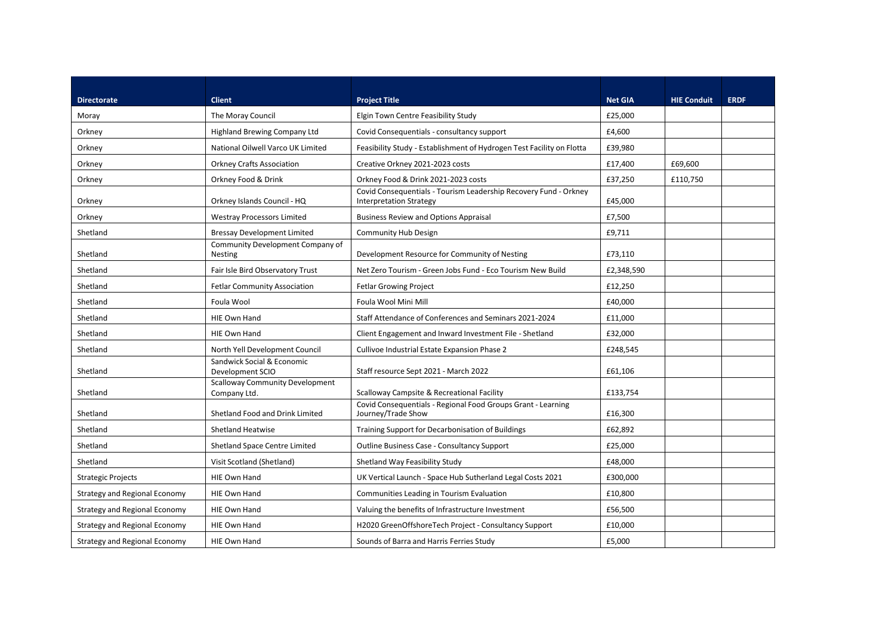| Directorate | Client | Project Title | Net GIA | HIE Conduit | ERDF |
|---|---|---|---|---|---|
| Moray | The Moray Council | Elgin Town Centre Feasibility Study | £25,000 | | |
| Orkney | Highland Brewing Company Ltd | Covid Consequentials - consultancy support | £4,600 | | |
| Orkney | National Oilwell Varco UK Limited | Feasibility Study - Establishment of Hydrogen Test Facility on Flotta | £39,980 | | |
| Orkney | Orkney Crafts Association | Creative Orkney 2021-2023 costs | £17,400 | £69,600 | |
| Orkney | Orkney Food & Drink | Orkney Food & Drink 2021-2023 costs | £37,250 | £110,750 | |
| Orkney | Orkney Islands Council - HQ | Covid Consequentials - Tourism Leadership Recovery Fund - Orkney Interpretation Strategy | £45,000 | | |
| Orkney | Westray Processors Limited | Business Review and Options Appraisal | £7,500 | | |
| Shetland | Bressay Development Limited | Community Hub Design | £9,711 | | |
| Shetland | Community Development Company of Nesting | Development Resource for Community of Nesting | £73,110 | | |
| Shetland | Fair Isle Bird Observatory Trust | Net Zero Tourism - Green Jobs Fund - Eco Tourism New Build | £2,348,590 | | |
| Shetland | Fetlar Community Association | Fetlar Growing Project | £12,250 | | |
| Shetland | Foula Wool | Foula Wool Mini Mill | £40,000 | | |
| Shetland | HIE Own Hand | Staff Attendance of Conferences and Seminars 2021-2024 | £11,000 | | |
| Shetland | HIE Own Hand | Client Engagement and Inward Investment File - Shetland | £32,000 | | |
| Shetland | North Yell Development Council | Cullivoe Industrial Estate Expansion Phase 2 | £248,545 | | |
| Shetland | Sandwick Social & Economic Development SCIO | Staff resource Sept 2021 - March 2022 | £61,106 | | |
| Shetland | Scalloway Community Development Company Ltd. | Scalloway Campsite & Recreational Facility | £133,754 | | |
| Shetland | Shetland Food and Drink Limited | Covid Consequentials - Regional Food Groups Grant - Learning Journey/Trade Show | £16,300 | | |
| Shetland | Shetland Heatwise | Training Support for Decarbonisation of Buildings | £62,892 | | |
| Shetland | Shetland Space Centre Limited | Outline Business Case - Consultancy Support | £25,000 | | |
| Shetland | Visit Scotland (Shetland) | Shetland Way Feasibility Study | £48,000 | | |
| Strategic Projects | HIE Own Hand | UK Vertical Launch - Space Hub Sutherland Legal Costs 2021 | £300,000 | | |
| Strategy and Regional Economy | HIE Own Hand | Communities Leading in Tourism Evaluation | £10,800 | | |
| Strategy and Regional Economy | HIE Own Hand | Valuing the benefits of Infrastructure Investment | £56,500 | | |
| Strategy and Regional Economy | HIE Own Hand | H2020 GreenOffshoreTech Project - Consultancy Support | £10,000 | | |
| Strategy and Regional Economy | HIE Own Hand | Sounds of Barra and Harris Ferries Study | £5,000 | | |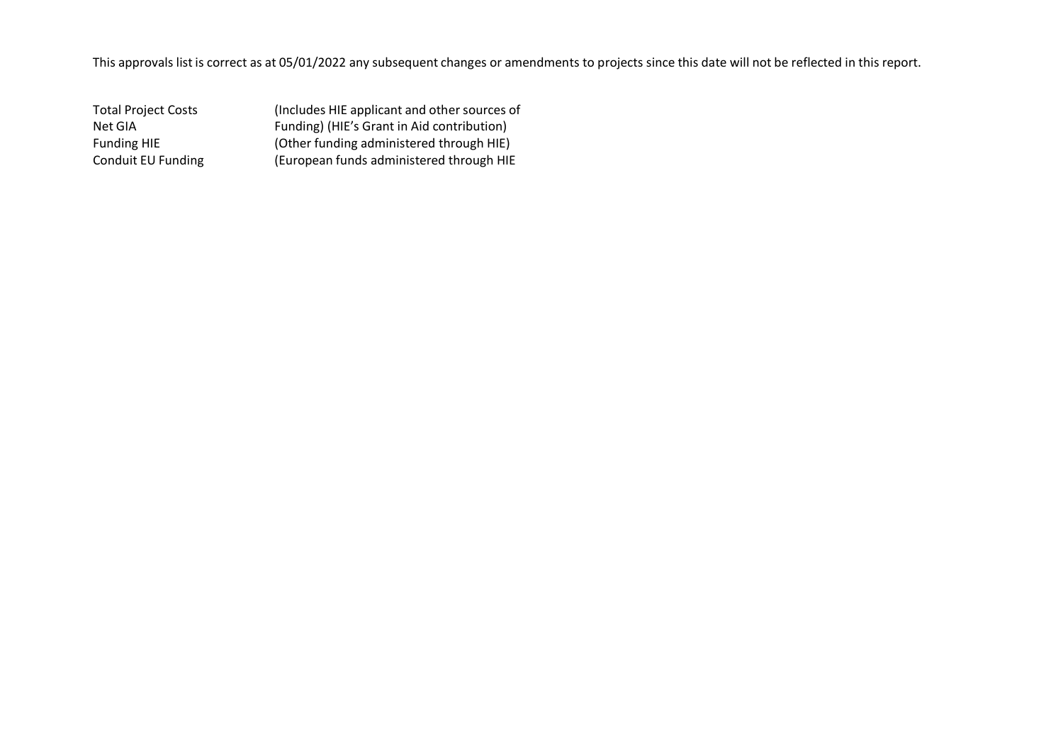This approvals list is correct as at 05/01/2022 any subsequent changes or amendments to projects since this date will not be reflected in this report.

| | |
|---|---|
| Total Project Costs | (Includes HIE applicant and other sources of |
| Net GIA | Funding) (HIE's Grant in Aid contribution) |
| Funding HIE | (Other funding administered through HIE) |
| Conduit EU Funding | (European funds administered through HIE |